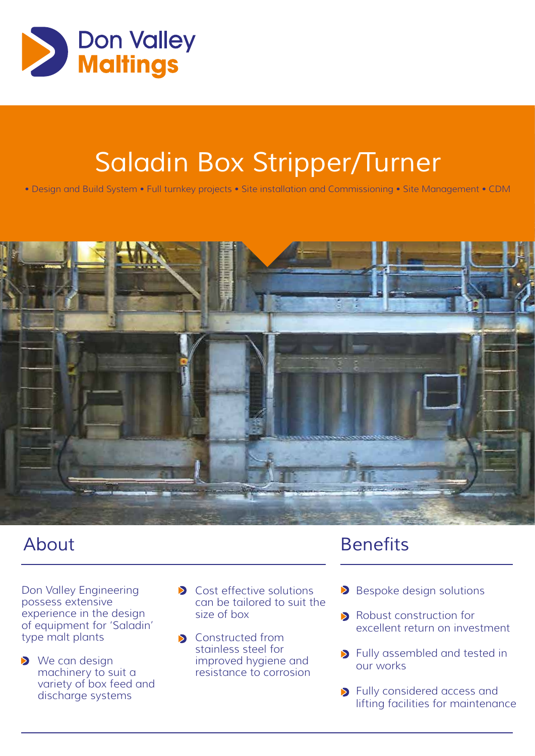Don Valley
Maltings

# Saladin Box Stripper/Turner

• Design and Build System • Full turnkey projects • Site installation and Commissioning • Site Management • CDM

## About

Don Valley Engineering possess extensive experience in the design of equipment for 'Saladin' type malt plants

- We can design machinery to suit a variety of box feed and discharge systems
- Cost effective solutions can be tailored to suit the size of box
- Constructed from stainless steel for improved hygiene and resistance to corrosion

## Benefits

- Bespoke design solutions
- Robust construction for excellent return on investment
- Fully assembled and tested in our works
- Fully considered access and lifting facilities for maintenance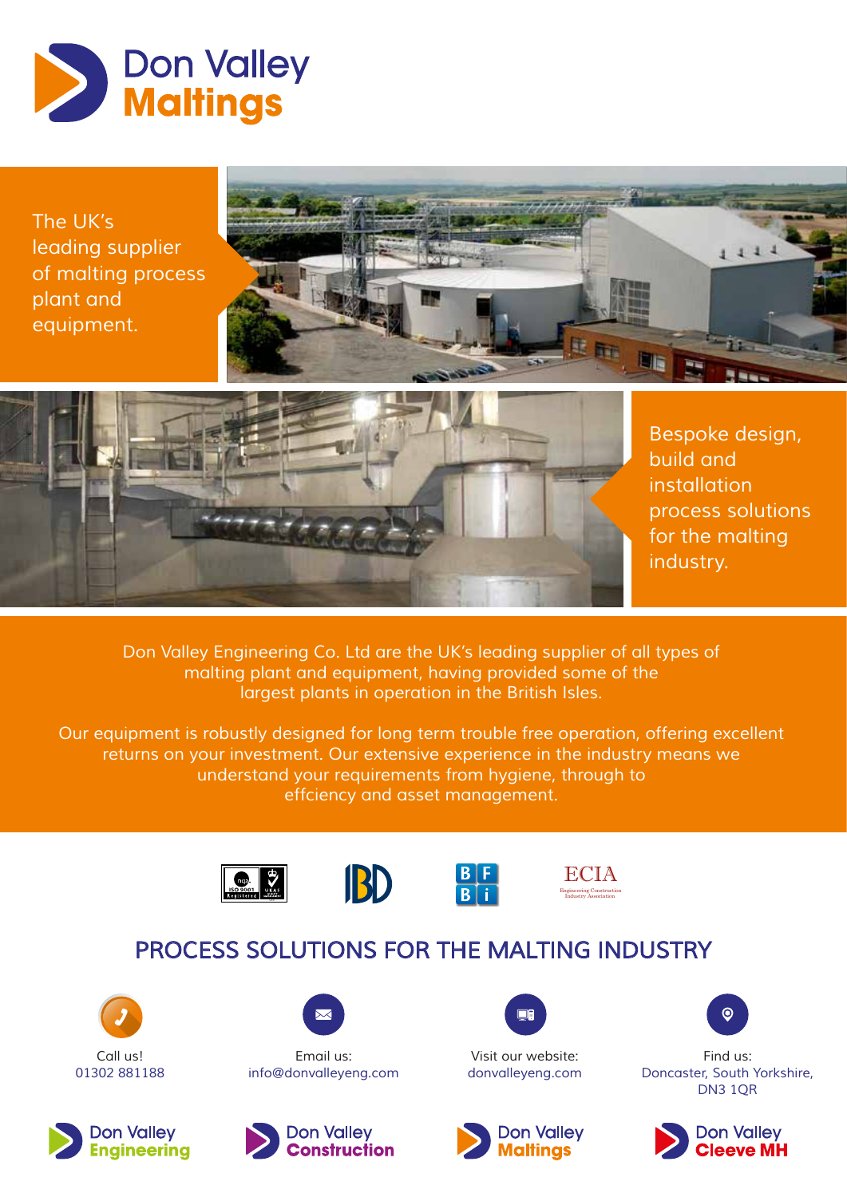# Don Valley Maltings

The UK's leading supplier of malting process plant and equipment.

Bespoke design, build and installation process solutions for the malting industry.

Don Valley Engineering Co. Ltd are the UK's leading supplier of all types of malting plant and equipment, having provided some of the largest plants in operation in the British Isles.

Our equipment is robustly designed for long term trouble free operation, offering excellent returns on your investment. Our extensive experience in the industry means we understand your requirements from hygiene, through to effciency and asset management.

ISO 9001 Registered UKAS | IBD | BFBi | ECIA Engineering Construction Industry Association

## PROCESS SOLUTIONS FOR THE MALTING INDUSTRY

Call us!
01302 881188

Email us:
info@donvalleyeng.com

Visit our website:
donvalleyeng.com

Find us:
Doncaster, South Yorkshire, DN3 1QR

Don Valley Engineering | Don Valley Construction | Don Valley Maltings | Don Valley Cleeve MH